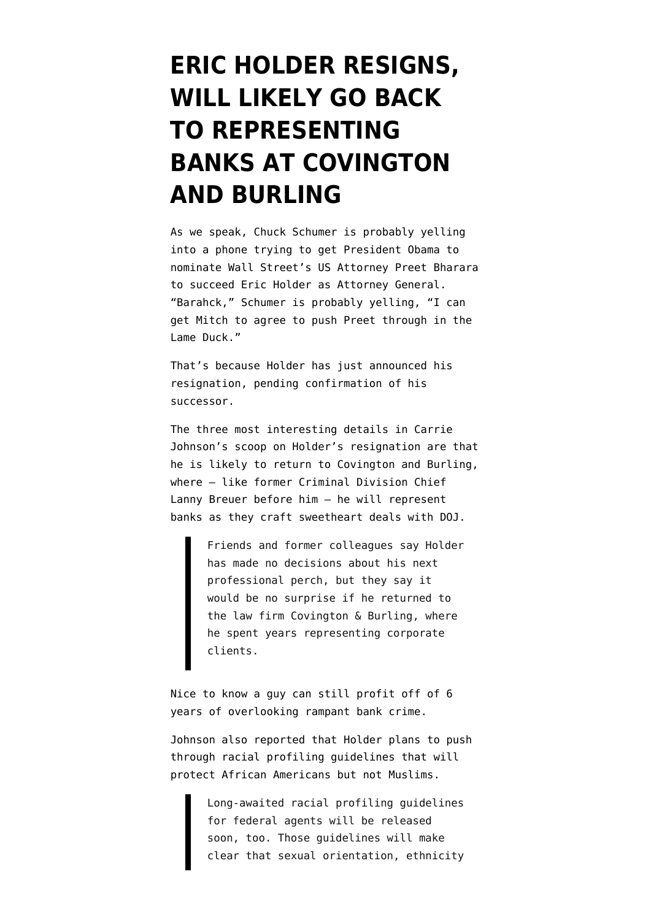# ERIC HOLDER RESIGNS, WILL LIKELY GO BACK TO REPRESENTING BANKS AT COVINGTON AND BURLING

As we speak, Chuck Schumer is probably yelling into a phone trying to get President Obama to nominate Wall Street's US Attorney Preet Bharara to succeed Eric Holder as Attorney General. "Barahck," Schumer is probably yelling, "I can get Mitch to agree to push Preet through in the Lame Duck."

That's because Holder has just announced his resignation, pending confirmation of his successor.

The three most interesting details in Carrie Johnson's scoop on Holder's resignation are that he is likely to return to Covington and Burling, where — like former Criminal Division Chief Lanny Breuer before him — he will represent banks as they craft sweetheart deals with DOJ.

> Friends and former colleagues say Holder has made no decisions about his next professional perch, but they say it would be no surprise if he returned to the law firm Covington & Burling, where he spent years representing corporate clients.

Nice to know a guy can still profit off of 6 years of overlooking rampant bank crime.

Johnson also reported that Holder plans to push through racial profiling guidelines that will protect African Americans but not Muslims.

> Long-awaited racial profiling guidelines for federal agents will be released soon, too. Those guidelines will make clear that sexual orientation, ethnicity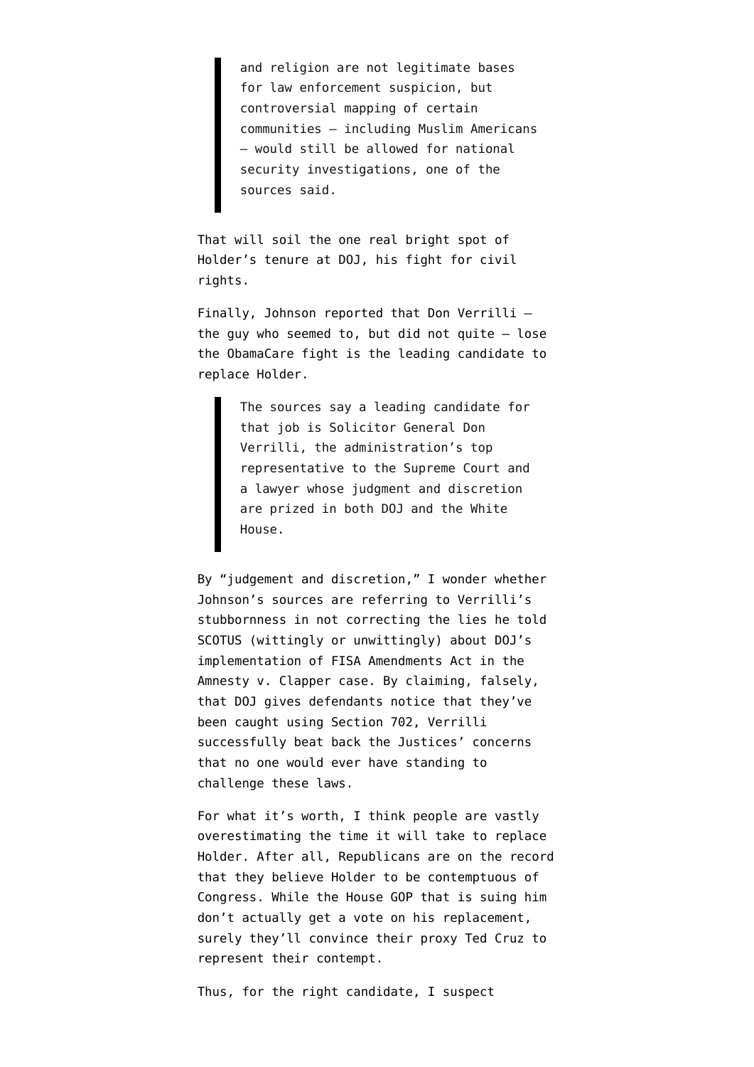> and religion are not legitimate bases for law enforcement suspicion, but controversial mapping of certain communities — including Muslim Americans — would still be allowed for national security investigations, one of the sources said.

That will soil the one real bright spot of Holder's tenure at DOJ, his fight for civil rights.

Finally, Johnson reported that Don Verrilli — the guy who seemed to, but did not quite — lose the ObamaCare fight is the leading candidate to replace Holder.

> The sources say a leading candidate for that job is Solicitor General Don Verrilli, the administration's top representative to the Supreme Court and a lawyer whose judgment and discretion are prized in both DOJ and the White House.

By "judgement and discretion," I wonder whether Johnson's sources are referring to Verrilli's stubbornness in not correcting the lies he told SCOTUS (wittingly or unwittingly) about DOJ's implementation of FISA Amendments Act in the Amnesty v. Clapper case. By claiming, falsely, that DOJ gives defendants notice that they've been caught using Section 702, Verrilli successfully beat back the Justices' concerns that no one would ever have standing to challenge these laws.

For what it's worth, I think people are vastly overestimating the time it will take to replace Holder. After all, Republicans are on the record that they believe Holder to be contemptuous of Congress. While the House GOP that is suing him don't actually get a vote on his replacement, surely they'll convince their proxy Ted Cruz to represent their contempt.

Thus, for the right candidate, I suspect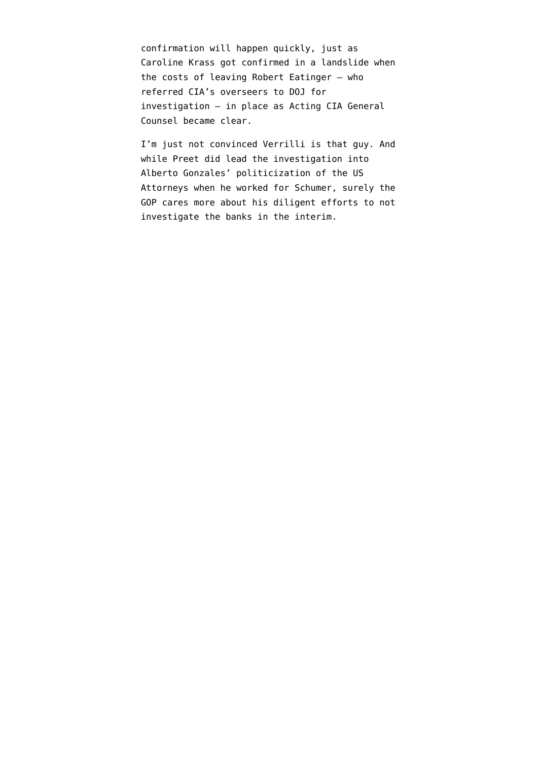confirmation will happen quickly, just as Caroline Krass got confirmed in a landslide when the costs of leaving Robert Eatinger — who referred CIA's overseers to DOJ for investigation — in place as Acting CIA General Counsel became clear.

I'm just not convinced Verrilli is that guy. And while Preet did lead the investigation into Alberto Gonzales' politicization of the US Attorneys when he worked for Schumer, surely the GOP cares more about his diligent efforts to not investigate the banks in the interim.